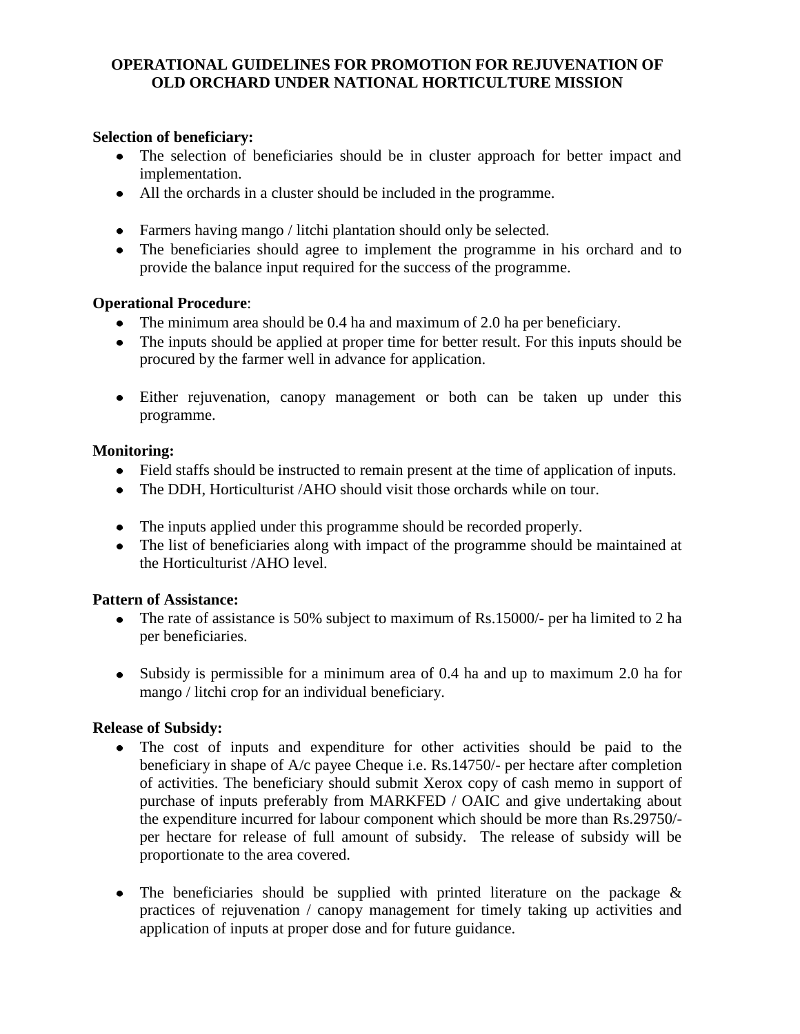# OPERATIONAL GUIDELINES FOR PROMOTION FOR REJUVENATION OF OLD ORCHARD UNDER NATIONAL HORTICULTURE MISSION

**Selection of beneficiary:**

- The selection of beneficiaries should be in cluster approach for better impact and implementation.
- All the orchards in a cluster should be included in the programme.
- Farmers having mango / litchi plantation should only be selected.
- The beneficiaries should agree to implement the programme in his orchard and to provide the balance input required for the success of the programme.

**Operational Procedure**:

- The minimum area should be 0.4 ha and maximum of 2.0 ha per beneficiary.
- The inputs should be applied at proper time for better result. For this inputs should be procured by the farmer well in advance for application.
- Either rejuvenation, canopy management or both can be taken up under this programme.

**Monitoring:**

- Field staffs should be instructed to remain present at the time of application of inputs.
- The DDH, Horticulturist /AHO should visit those orchards while on tour.
- The inputs applied under this programme should be recorded properly.
- The list of beneficiaries along with impact of the programme should be maintained at the Horticulturist /AHO level.

**Pattern of Assistance:**

- The rate of assistance is 50% subject to maximum of Rs.15000/- per ha limited to 2 ha per beneficiaries.
- Subsidy is permissible for a minimum area of 0.4 ha and up to maximum 2.0 ha for mango / litchi crop for an individual beneficiary.

**Release of Subsidy:**

- The cost of inputs and expenditure for other activities should be paid to the beneficiary in shape of A/c payee Cheque i.e. Rs.14750/- per hectare after completion of activities. The beneficiary should submit Xerox copy of cash memo in support of purchase of inputs preferably from MARKFED / OAIC and give undertaking about the expenditure incurred for labour component which should be more than Rs.29750/- per hectare for release of full amount of subsidy. The release of subsidy will be proportionate to the area covered.
- The beneficiaries should be supplied with printed literature on the package & practices of rejuvenation / canopy management for timely taking up activities and application of inputs at proper dose and for future guidance.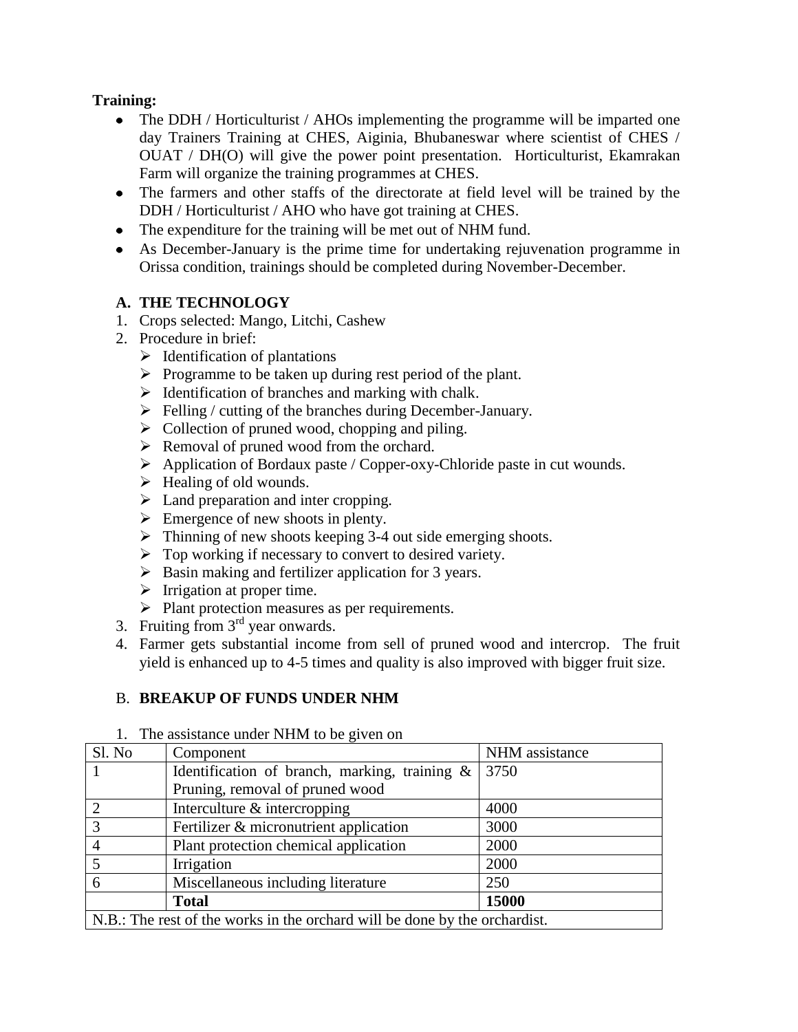**Training:**

- The DDH / Horticulturist / AHOs implementing the programme will be imparted one day Trainers Training at CHES, Aiginia, Bhubaneswar where scientist of CHES / OUAT / DH(O) will give the power point presentation. Horticulturist, Ekamrakan Farm will organize the training programmes at CHES.
- The farmers and other staffs of the directorate at field level will be trained by the DDH / Horticulturist / AHO who have got training at CHES.
- The expenditure for the training will be met out of NHM fund.
- As December-January is the prime time for undertaking rejuvenation programme in Orissa condition, trainings should be completed during November-December.

## A. THE TECHNOLOGY

1. Crops selected: Mango, Litchi, Cashew
2. Procedure in brief:
   - Identification of plantations
   - Programme to be taken up during rest period of the plant.
   - Identification of branches and marking with chalk.
   - Felling / cutting of the branches during December-January.
   - Collection of pruned wood, chopping and piling.
   - Removal of pruned wood from the orchard.
   - Application of Bordaux paste / Copper-oxy-Chloride paste in cut wounds.
   - Healing of old wounds.
   - Land preparation and inter cropping.
   - Emergence of new shoots in plenty.
   - Thinning of new shoots keeping 3-4 out side emerging shoots.
   - Top working if necessary to convert to desired variety.
   - Basin making and fertilizer application for 3 years.
   - Irrigation at proper time.
   - Plant protection measures as per requirements.
3. Fruiting from 3rd year onwards.
4. Farmer gets substantial income from sell of pruned wood and intercrop. The fruit yield is enhanced up to 4-5 times and quality is also improved with bigger fruit size.

## B. BREAKUP OF FUNDS UNDER NHM

1. The assistance under NHM to be given on

| Sl. No | Component | NHM assistance |
|---|---|---|
| 1 | Identification of branch, marking, training & Pruning, removal of pruned wood | 3750 |
| 2 | Interculture & intercropping | 4000 |
| 3 | Fertilizer & micronutrient application | 3000 |
| 4 | Plant protection chemical application | 2000 |
| 5 | Irrigation | 2000 |
| 6 | Miscellaneous including literature | 250 |
| | **Total** | **15000** |
| N.B.: The rest of the works in the orchard will be done by the orchardist. | | |